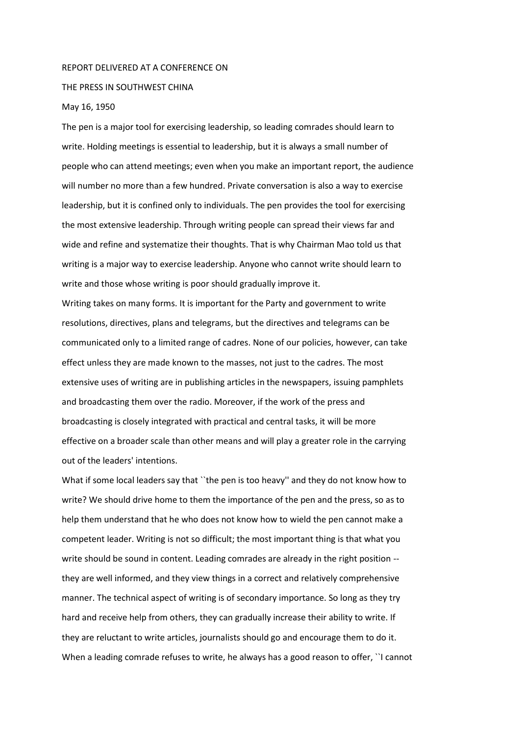# REPORT DELIVERED AT A CONFERENCE ON THE PRESS IN SOUTHWEST CHINA

May 16, 1950

The pen is a major tool for exercising leadership, so leading comrades should learn to write. Holding meetings is essential to leadership, but it is always a small number of people who can attend meetings; even when you make an important report, the audience will number no more than a few hundred. Private conversation is also a way to exercise leadership, but it is confined only to individuals. The pen provides the tool for exercising the most extensive leadership. Through writing people can spread their views far and wide and refine and systematize their thoughts. That is why Chairman Mao told us that writing is a major way to exercise leadership. Anyone who cannot write should learn to write and those whose writing is poor should gradually improve it.

Writing takes on many forms. It is important for the Party and government to write resolutions, directives, plans and telegrams, but the directives and telegrams can be communicated only to a limited range of cadres. None of our policies, however, can take effect unless they are made known to the masses, not just to the cadres. The most extensive uses of writing are in publishing articles in the newspapers, issuing pamphlets and broadcasting them over the radio. Moreover, if the work of the press and broadcasting is closely integrated with practical and central tasks, it will be more effective on a broader scale than other means and will play a greater role in the carrying out of the leaders' intentions.

What if some local leaders say that ``the pen is too heavy'' and they do not know how to write? We should drive home to them the importance of the pen and the press, so as to help them understand that he who does not know how to wield the pen cannot make a competent leader. Writing is not so difficult; the most important thing is that what you write should be sound in content. Leading comrades are already in the right position -- they are well informed, and they view things in a correct and relatively comprehensive manner. The technical aspect of writing is of secondary importance. So long as they try hard and receive help from others, they can gradually increase their ability to write. If they are reluctant to write articles, journalists should go and encourage them to do it. When a leading comrade refuses to write, he always has a good reason to offer, ``I cannot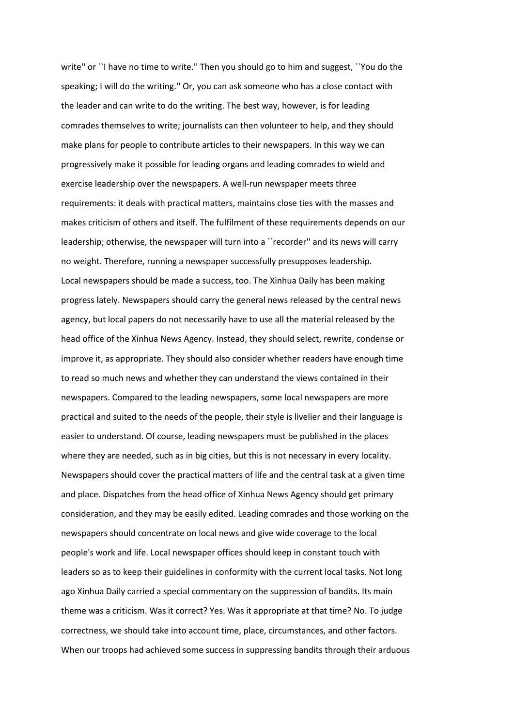write'' or ``I have no time to write.'' Then you should go to him and suggest, ``You do the speaking; I will do the writing.'' Or, you can ask someone who has a close contact with the leader and can write to do the writing. The best way, however, is for leading comrades themselves to write; journalists can then volunteer to help, and they should make plans for people to contribute articles to their newspapers. In this way we can progressively make it possible for leading organs and leading comrades to wield and exercise leadership over the newspapers. A well-run newspaper meets three requirements: it deals with practical matters, maintains close ties with the masses and makes criticism of others and itself. The fulfilment of these requirements depends on our leadership; otherwise, the newspaper will turn into a ``recorder'' and its news will carry no weight. Therefore, running a newspaper successfully presupposes leadership.

Local newspapers should be made a success, too. The Xinhua Daily has been making progress lately. Newspapers should carry the general news released by the central news agency, but local papers do not necessarily have to use all the material released by the head office of the Xinhua News Agency. Instead, they should select, rewrite, condense or improve it, as appropriate. They should also consider whether readers have enough time to read so much news and whether they can understand the views contained in their newspapers. Compared to the leading newspapers, some local newspapers are more practical and suited to the needs of the people, their style is livelier and their language is easier to understand. Of course, leading newspapers must be published in the places where they are needed, such as in big cities, but this is not necessary in every locality. Newspapers should cover the practical matters of life and the central task at a given time and place. Dispatches from the head office of Xinhua News Agency should get primary consideration, and they may be easily edited. Leading comrades and those working on the newspapers should concentrate on local news and give wide coverage to the local people's work and life. Local newspaper offices should keep in constant touch with leaders so as to keep their guidelines in conformity with the current local tasks. Not long ago Xinhua Daily carried a special commentary on the suppression of bandits. Its main theme was a criticism. Was it correct? Yes. Was it appropriate at that time? No. To judge correctness, we should take into account time, place, circumstances, and other factors. When our troops had achieved some success in suppressing bandits through their arduous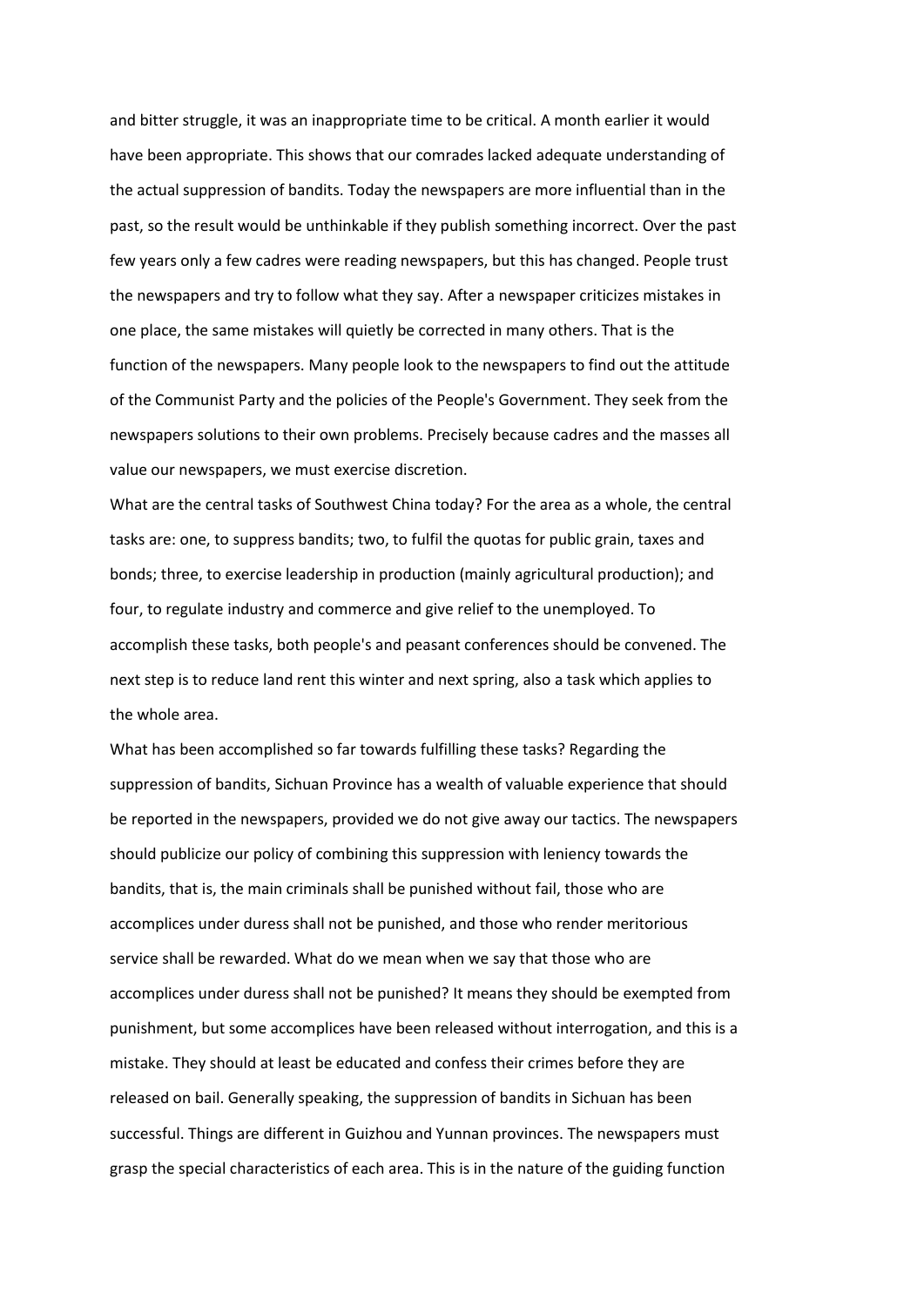and bitter struggle, it was an inappropriate time to be critical. A month earlier it would have been appropriate. This shows that our comrades lacked adequate understanding of the actual suppression of bandits. Today the newspapers are more influential than in the past, so the result would be unthinkable if they publish something incorrect. Over the past few years only a few cadres were reading newspapers, but this has changed. People trust the newspapers and try to follow what they say. After a newspaper criticizes mistakes in one place, the same mistakes will quietly be corrected in many others. That is the function of the newspapers. Many people look to the newspapers to find out the attitude of the Communist Party and the policies of the People's Government. They seek from the newspapers solutions to their own problems. Precisely because cadres and the masses all value our newspapers, we must exercise discretion.

What are the central tasks of Southwest China today? For the area as a whole, the central tasks are: one, to suppress bandits; two, to fulfil the quotas for public grain, taxes and bonds; three, to exercise leadership in production (mainly agricultural production); and four, to regulate industry and commerce and give relief to the unemployed. To accomplish these tasks, both people's and peasant conferences should be convened. The next step is to reduce land rent this winter and next spring, also a task which applies to the whole area.

What has been accomplished so far towards fulfilling these tasks? Regarding the suppression of bandits, Sichuan Province has a wealth of valuable experience that should be reported in the newspapers, provided we do not give away our tactics. The newspapers should publicize our policy of combining this suppression with leniency towards the bandits, that is, the main criminals shall be punished without fail, those who are accomplices under duress shall not be punished, and those who render meritorious service shall be rewarded. What do we mean when we say that those who are accomplices under duress shall not be punished? It means they should be exempted from punishment, but some accomplices have been released without interrogation, and this is a mistake. They should at least be educated and confess their crimes before they are released on bail. Generally speaking, the suppression of bandits in Sichuan has been successful. Things are different in Guizhou and Yunnan provinces. The newspapers must grasp the special characteristics of each area. This is in the nature of the guiding function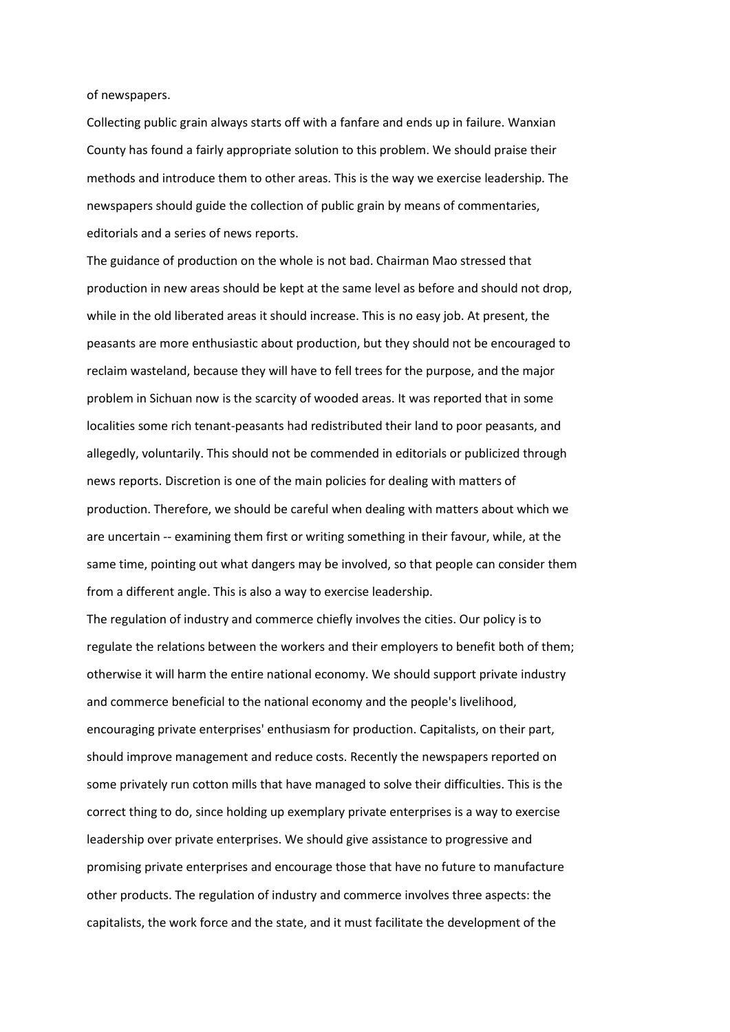of newspapers.

Collecting public grain always starts off with a fanfare and ends up in failure. Wanxian County has found a fairly appropriate solution to this problem. We should praise their methods and introduce them to other areas. This is the way we exercise leadership. The newspapers should guide the collection of public grain by means of commentaries, editorials and a series of news reports.

The guidance of production on the whole is not bad. Chairman Mao stressed that production in new areas should be kept at the same level as before and should not drop, while in the old liberated areas it should increase. This is no easy job. At present, the peasants are more enthusiastic about production, but they should not be encouraged to reclaim wasteland, because they will have to fell trees for the purpose, and the major problem in Sichuan now is the scarcity of wooded areas. It was reported that in some localities some rich tenant-peasants had redistributed their land to poor peasants, and allegedly, voluntarily. This should not be commended in editorials or publicized through news reports. Discretion is one of the main policies for dealing with matters of production. Therefore, we should be careful when dealing with matters about which we are uncertain -- examining them first or writing something in their favour, while, at the same time, pointing out what dangers may be involved, so that people can consider them from a different angle. This is also a way to exercise leadership.

The regulation of industry and commerce chiefly involves the cities. Our policy is to regulate the relations between the workers and their employers to benefit both of them; otherwise it will harm the entire national economy. We should support private industry and commerce beneficial to the national economy and the people's livelihood, encouraging private enterprises' enthusiasm for production. Capitalists, on their part, should improve management and reduce costs. Recently the newspapers reported on some privately run cotton mills that have managed to solve their difficulties. This is the correct thing to do, since holding up exemplary private enterprises is a way to exercise leadership over private enterprises. We should give assistance to progressive and promising private enterprises and encourage those that have no future to manufacture other products. The regulation of industry and commerce involves three aspects: the capitalists, the work force and the state, and it must facilitate the development of the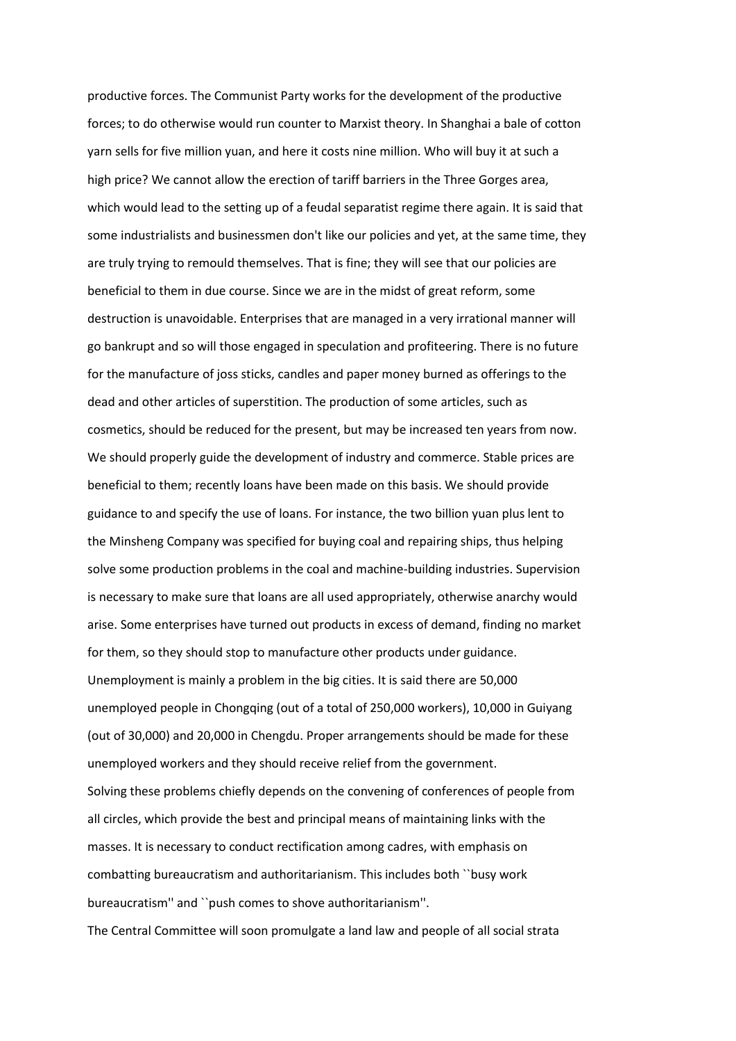productive forces. The Communist Party works for the development of the productive forces; to do otherwise would run counter to Marxist theory. In Shanghai a bale of cotton yarn sells for five million yuan, and here it costs nine million. Who will buy it at such a high price? We cannot allow the erection of tariff barriers in the Three Gorges area, which would lead to the setting up of a feudal separatist regime there again. It is said that some industrialists and businessmen don't like our policies and yet, at the same time, they are truly trying to remould themselves. That is fine; they will see that our policies are beneficial to them in due course. Since we are in the midst of great reform, some destruction is unavoidable. Enterprises that are managed in a very irrational manner will go bankrupt and so will those engaged in speculation and profiteering. There is no future for the manufacture of joss sticks, candles and paper money burned as offerings to the dead and other articles of superstition. The production of some articles, such as cosmetics, should be reduced for the present, but may be increased ten years from now. We should properly guide the development of industry and commerce. Stable prices are beneficial to them; recently loans have been made on this basis. We should provide guidance to and specify the use of loans. For instance, the two billion yuan plus lent to the Minsheng Company was specified for buying coal and repairing ships, thus helping solve some production problems in the coal and machine-building industries. Supervision is necessary to make sure that loans are all used appropriately, otherwise anarchy would arise. Some enterprises have turned out products in excess of demand, finding no market for them, so they should stop to manufacture other products under guidance. Unemployment is mainly a problem in the big cities. It is said there are 50,000 unemployed people in Chongqing (out of a total of 250,000 workers), 10,000 in Guiyang (out of 30,000) and 20,000 in Chengdu. Proper arrangements should be made for these unemployed workers and they should receive relief from the government.

Solving these problems chiefly depends on the convening of conferences of people from all circles, which provide the best and principal means of maintaining links with the masses. It is necessary to conduct rectification among cadres, with emphasis on combatting bureaucratism and authoritarianism. This includes both ``busy work bureaucratism'' and ``push comes to shove authoritarianism''.

The Central Committee will soon promulgate a land law and people of all social strata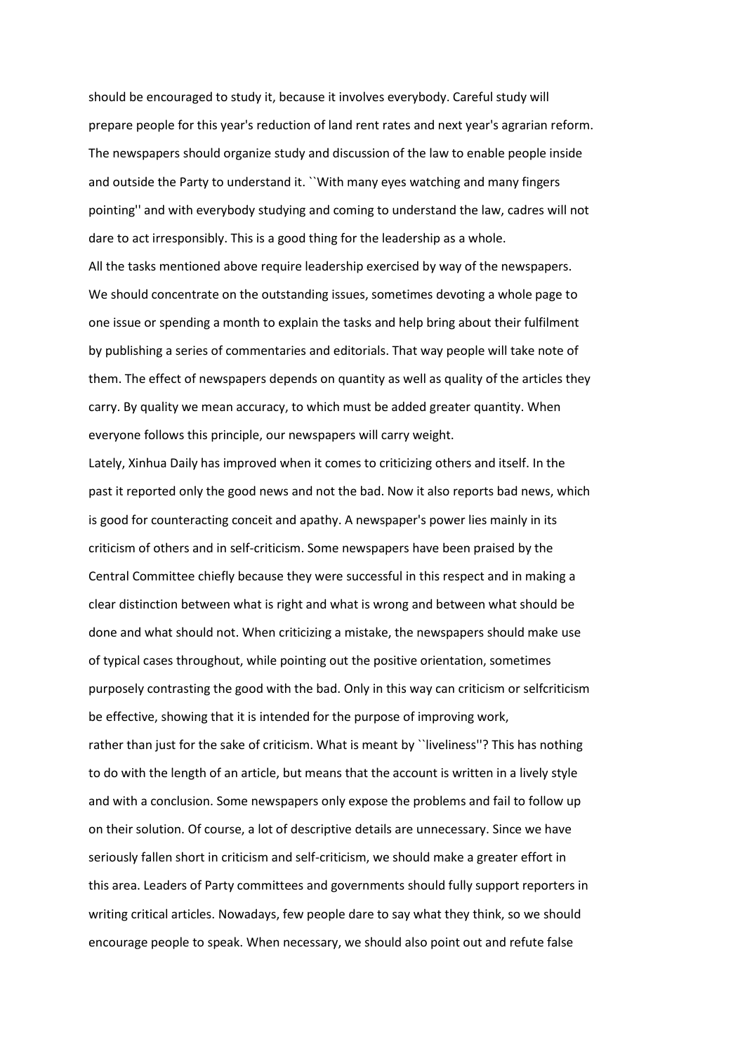should be encouraged to study it, because it involves everybody. Careful study will prepare people for this year's reduction of land rent rates and next year's agrarian reform. The newspapers should organize study and discussion of the law to enable people inside and outside the Party to understand it. ``With many eyes watching and many fingers pointing'' and with everybody studying and coming to understand the law, cadres will not dare to act irresponsibly. This is a good thing for the leadership as a whole.

All the tasks mentioned above require leadership exercised by way of the newspapers. We should concentrate on the outstanding issues, sometimes devoting a whole page to one issue or spending a month to explain the tasks and help bring about their fulfilment by publishing a series of commentaries and editorials. That way people will take note of them. The effect of newspapers depends on quantity as well as quality of the articles they carry. By quality we mean accuracy, to which must be added greater quantity. When everyone follows this principle, our newspapers will carry weight.

Lately, Xinhua Daily has improved when it comes to criticizing others and itself. In the past it reported only the good news and not the bad. Now it also reports bad news, which is good for counteracting conceit and apathy. A newspaper's power lies mainly in its criticism of others and in self-criticism. Some newspapers have been praised by the Central Committee chiefly because they were successful in this respect and in making a clear distinction between what is right and what is wrong and between what should be done and what should not. When criticizing a mistake, the newspapers should make use of typical cases throughout, while pointing out the positive orientation, sometimes purposely contrasting the good with the bad. Only in this way can criticism or selfcriticism be effective, showing that it is intended for the purpose of improving work, rather than just for the sake of criticism. What is meant by ``liveliness''? This has nothing to do with the length of an article, but means that the account is written in a lively style and with a conclusion. Some newspapers only expose the problems and fail to follow up on their solution. Of course, a lot of descriptive details are unnecessary. Since we have seriously fallen short in criticism and self-criticism, we should make a greater effort in this area. Leaders of Party committees and governments should fully support reporters in writing critical articles. Nowadays, few people dare to say what they think, so we should encourage people to speak. When necessary, we should also point out and refute false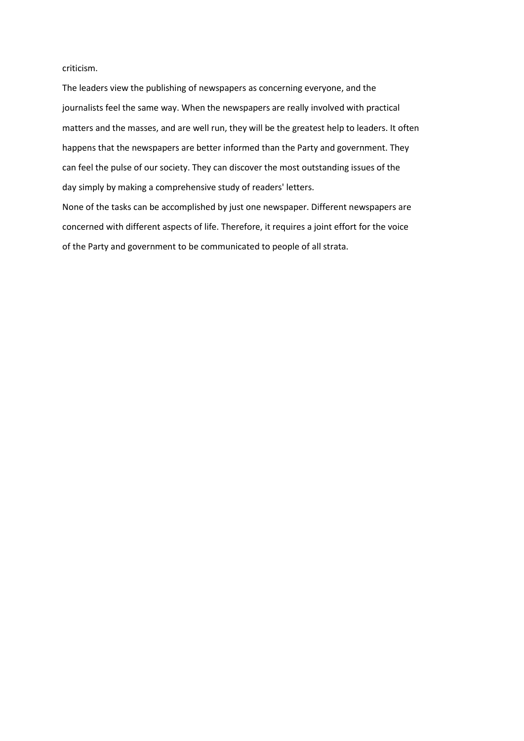criticism.

The leaders view the publishing of newspapers as concerning everyone, and the journalists feel the same way. When the newspapers are really involved with practical matters and the masses, and are well run, they will be the greatest help to leaders. It often happens that the newspapers are better informed than the Party and government. They can feel the pulse of our society. They can discover the most outstanding issues of the day simply by making a comprehensive study of readers' letters.

None of the tasks can be accomplished by just one newspaper. Different newspapers are concerned with different aspects of life. Therefore, it requires a joint effort for the voice of the Party and government to be communicated to people of all strata.